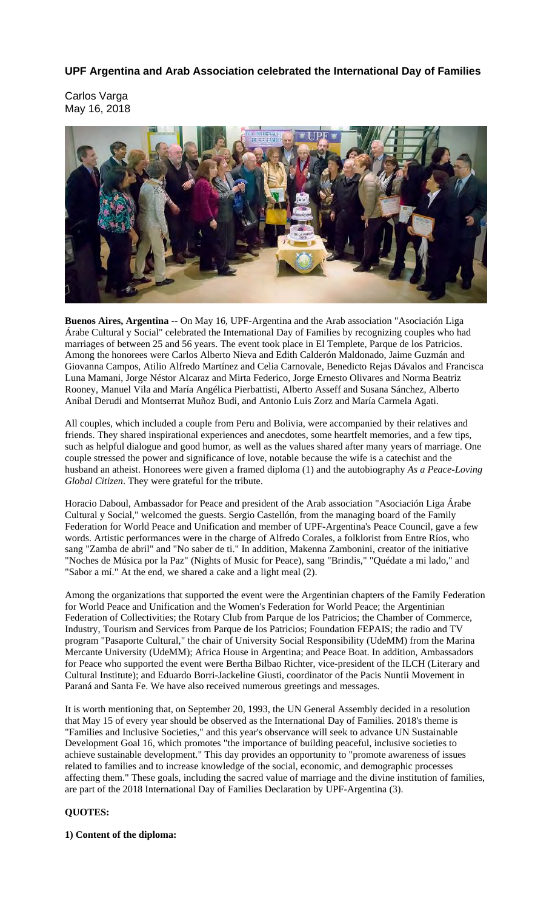**UPF Argentina and Arab Association celebrated the International Day of Families**

Carlos Varga
May 16, 2018

**Buenos Aires, Argentina --** On May 16, UPF-Argentina and the Arab association "Asociación Liga Árabe Cultural y Social" celebrated the International Day of Families by recognizing couples who had marriages of between 25 and 56 years. The event took place in El Templete, Parque de los Patricios. Among the honorees were Carlos Alberto Nieva and Edith Calderón Maldonado, Jaime Guzmán and Giovanna Campos, Atilio Alfredo Martínez and Celia Carnovale, Benedicto Rejas Dávalos and Francisca Luna Mamani, Jorge Néstor Alcaraz and Mirta Federico, Jorge Ernesto Olivares and Norma Beatriz Rooney, Manuel Vila and María Angélica Pierbattisti, Alberto Asseff and Susana Sánchez, Alberto Aníbal Derudi and Montserrat Muñoz Budi, and Antonio Luis Zorz and María Carmela Agati.

All couples, which included a couple from Peru and Bolivia, were accompanied by their relatives and friends. They shared inspirational experiences and anecdotes, some heartfelt memories, and a few tips, such as helpful dialogue and good humor, as well as the values shared after many years of marriage. One couple stressed the power and significance of love, notable because the wife is a catechist and the husband an atheist. Honorees were given a framed diploma (1) and the autobiography *As a Peace-Loving Global Citizen*. They were grateful for the tribute.

Horacio Daboul, Ambassador for Peace and president of the Arab association "Asociación Liga Árabe Cultural y Social," welcomed the guests. Sergio Castellón, from the managing board of the Family Federation for World Peace and Unification and member of UPF-Argentina's Peace Council, gave a few words. Artistic performances were in the charge of Alfredo Corales, a folklorist from Entre Ríos, who sang "Zamba de abril" and "No saber de ti." In addition, Makenna Zambonini, creator of the initiative "Noches de Música por la Paz" (Nights of Music for Peace), sang "Brindis," "Quédate a mi lado," and "Sabor a mí." At the end, we shared a cake and a light meal (2).

Among the organizations that supported the event were the Argentinian chapters of the Family Federation for World Peace and Unification and the Women's Federation for World Peace; the Argentinian Federation of Collectivities; the Rotary Club from Parque de los Patricios; the Chamber of Commerce, Industry, Tourism and Services from Parque de los Patricios; Foundation FEPAIS; the radio and TV program "Pasaporte Cultural," the chair of University Social Responsibility (UdeMM) from the Marina Mercante University (UdeMM); Africa House in Argentina; and Peace Boat. In addition, Ambassadors for Peace who supported the event were Bertha Bilbao Richter, vice-president of the ILCH (Literary and Cultural Institute); and Eduardo Borri-Jackeline Giusti, coordinator of the Pacis Nuntii Movement in Paraná and Santa Fe. We have also received numerous greetings and messages.

It is worth mentioning that, on September 20, 1993, the UN General Assembly decided in a resolution that May 15 of every year should be observed as the International Day of Families. 2018's theme is "Families and Inclusive Societies," and this year's observance will seek to advance UN Sustainable Development Goal 16, which promotes "the importance of building peaceful, inclusive societies to achieve sustainable development." This day provides an opportunity to "promote awareness of issues related to families and to increase knowledge of the social, economic, and demographic processes affecting them." These goals, including the sacred value of marriage and the divine institution of families, are part of the 2018 International Day of Families Declaration by UPF-Argentina (3).

**QUOTES:**

**1) Content of the diploma:**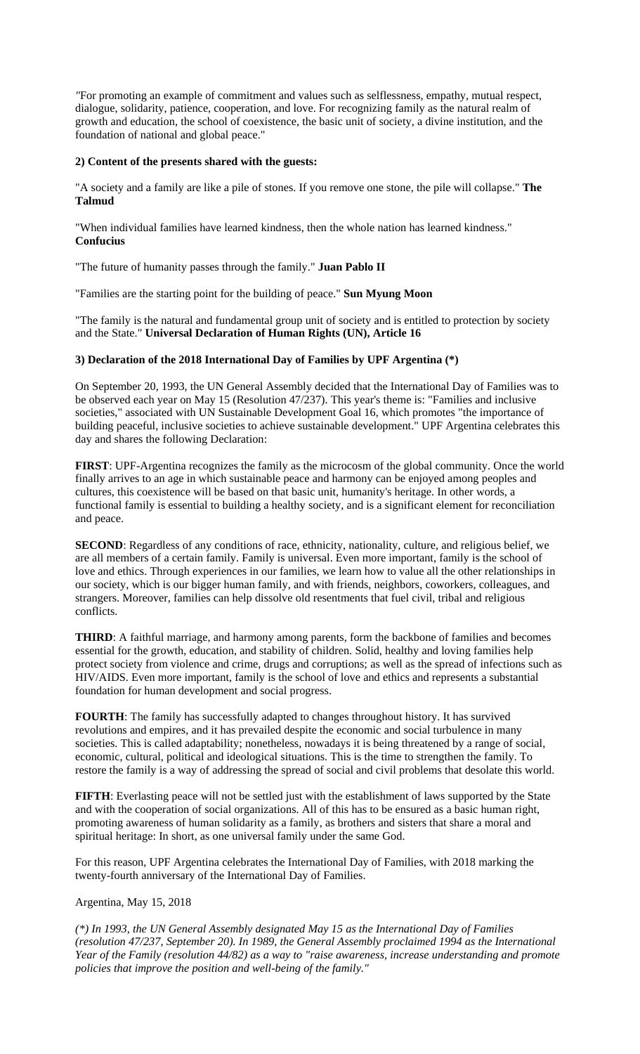*"For promoting an example of commitment and values such as selflessness, empathy, mutual respect, dialogue, solidarity, patience, cooperation, and love. For recognizing family as the natural realm of growth and education, the school of coexistence, the basic unit of society, a divine institution, and the foundation of national and global peace."*

**2) Content of the presents shared with the guests:**

"A society and a family are like a pile of stones. If you remove one stone, the pile will collapse." **The Talmud**

"When individual families have learned kindness, then the whole nation has learned kindness." **Confucius**

"The future of humanity passes through the family." **Juan Pablo II**

"Families are the starting point for the building of peace." **Sun Myung Moon**

"The family is the natural and fundamental group unit of society and is entitled to protection by society and the State." **Universal Declaration of Human Rights (UN), Article 16**

**3) Declaration of the 2018 International Day of Families by UPF Argentina (*)**

On September 20, 1993, the UN General Assembly decided that the International Day of Families was to be observed each year on May 15 (Resolution 47/237). This year's theme is: "Families and inclusive societies," associated with UN Sustainable Development Goal 16, which promotes "the importance of building peaceful, inclusive societies to achieve sustainable development." UPF Argentina celebrates this day and shares the following Declaration:

**FIRST**: UPF-Argentina recognizes the family as the microcosm of the global community. Once the world finally arrives to an age in which sustainable peace and harmony can be enjoyed among peoples and cultures, this coexistence will be based on that basic unit, humanity's heritage. In other words, a functional family is essential to building a healthy society, and is a significant element for reconciliation and peace.

**SECOND**: Regardless of any conditions of race, ethnicity, nationality, culture, and religious belief, we are all members of a certain family. Family is universal. Even more important, family is the school of love and ethics. Through experiences in our families, we learn how to value all the other relationships in our society, which is our bigger human family, and with friends, neighbors, coworkers, colleagues, and strangers. Moreover, families can help dissolve old resentments that fuel civil, tribal and religious conflicts.

**THIRD**: A faithful marriage, and harmony among parents, form the backbone of families and becomes essential for the growth, education, and stability of children. Solid, healthy and loving families help protect society from violence and crime, drugs and corruptions; as well as the spread of infections such as HIV/AIDS. Even more important, family is the school of love and ethics and represents a substantial foundation for human development and social progress.

**FOURTH**: The family has successfully adapted to changes throughout history. It has survived revolutions and empires, and it has prevailed despite the economic and social turbulence in many societies. This is called adaptability; nonetheless, nowadays it is being threatened by a range of social, economic, cultural, political and ideological situations. This is the time to strengthen the family. To restore the family is a way of addressing the spread of social and civil problems that desolate this world.

**FIFTH**: Everlasting peace will not be settled just with the establishment of laws supported by the State and with the cooperation of social organizations. All of this has to be ensured as a basic human right, promoting awareness of human solidarity as a family, as brothers and sisters that share a moral and spiritual heritage: In short, as one universal family under the same God.

For this reason, UPF Argentina celebrates the International Day of Families, with 2018 marking the twenty-fourth anniversary of the International Day of Families.

Argentina, May 15, 2018

*(*) In 1993, the UN General Assembly designated May 15 as the International Day of Families (resolution 47/237, September 20). In 1989, the General Assembly proclaimed 1994 as the International Year of the Family (resolution 44/82) as a way to "raise awareness, increase understanding and promote policies that improve the position and well-being of the family."*